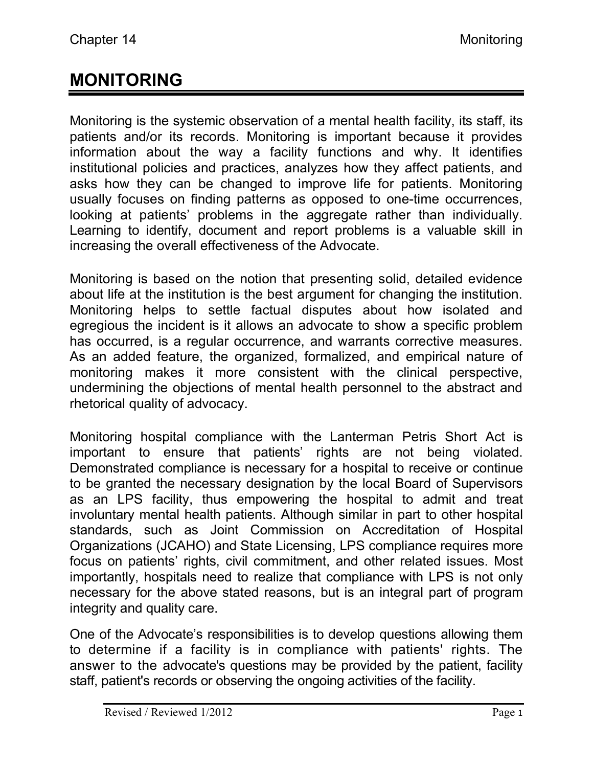# MONITORING

Monitoring is the systemic observation of a mental health facility, its staff, its patients and/or its records. Monitoring is important because it provides information about the way a facility functions and why. It identifies institutional policies and practices, analyzes how they affect patients, and asks how they can be changed to improve life for patients. Monitoring usually focuses on finding patterns as opposed to one-time occurrences, looking at patients' problems in the aggregate rather than individually. Learning to identify, document and report problems is a valuable skill in increasing the overall effectiveness of the Advocate.

Monitoring is based on the notion that presenting solid, detailed evidence about life at the institution is the best argument for changing the institution. Monitoring helps to settle factual disputes about how isolated and egregious the incident is it allows an advocate to show a specific problem has occurred, is a regular occurrence, and warrants corrective measures. As an added feature, the organized, formalized, and empirical nature of monitoring makes it more consistent with the clinical perspective, undermining the objections of mental health personnel to the abstract and rhetorical quality of advocacy.

Monitoring hospital compliance with the Lanterman Petris Short Act is important to ensure that patients' rights are not being violated. Demonstrated compliance is necessary for a hospital to receive or continue to be granted the necessary designation by the local Board of Supervisors as an LPS facility, thus empowering the hospital to admit and treat involuntary mental health patients. Although similar in part to other hospital standards, such as Joint Commission on Accreditation of Hospital Organizations (JCAHO) and State Licensing, LPS compliance requires more focus on patients' rights, civil commitment, and other related issues. Most importantly, hospitals need to realize that compliance with LPS is not only necessary for the above stated reasons, but is an integral part of program integrity and quality care.

One of the Advocate's responsibilities is to develop questions allowing them to determine if a facility is in compliance with patients' rights. The answer to the advocate's questions may be provided by the patient, facility staff, patient's records or observing the ongoing activities of the facility.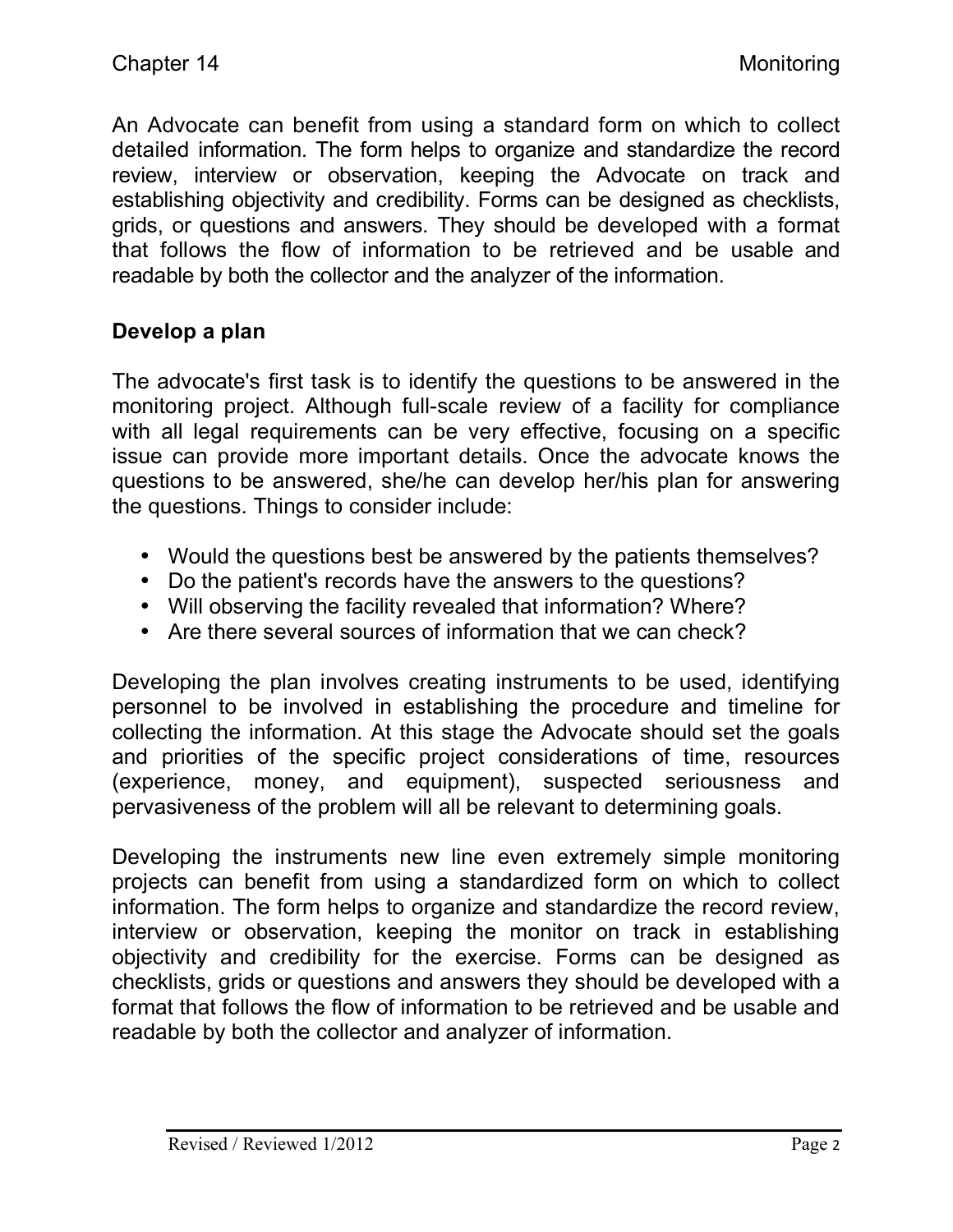An Advocate can benefit from using a standard form on which to collect detailed information. The form helps to organize and standardize the record review, interview or observation, keeping the Advocate on track and establishing objectivity and credibility. Forms can be designed as checklists, grids, or questions and answers. They should be developed with a format that follows the flow of information to be retrieved and be usable and readable by both the collector and the analyzer of the information.

## Develop a plan

The advocate's first task is to identify the questions to be answered in the monitoring project. Although full-scale review of a facility for compliance with all legal requirements can be very effective, focusing on a specific issue can provide more important details. Once the advocate knows the questions to be answered, she/he can develop her/his plan for answering the questions. Things to consider include:

- Would the questions best be answered by the patients themselves?
- Do the patient's records have the answers to the questions?
- Will observing the facility revealed that information? Where?
- Are there several sources of information that we can check?

Developing the plan involves creating instruments to be used, identifying personnel to be involved in establishing the procedure and timeline for collecting the information. At this stage the Advocate should set the goals and priorities of the specific project considerations of time, resources (experience, money, and equipment), suspected seriousness and pervasiveness of the problem will all be relevant to determining goals.

Developing the instruments new line even extremely simple monitoring projects can benefit from using a standardized form on which to collect information. The form helps to organize and standardize the record review, interview or observation, keeping the monitor on track in establishing objectivity and credibility for the exercise. Forms can be designed as checklists, grids or questions and answers they should be developed with a format that follows the flow of information to be retrieved and be usable and readable by both the collector and analyzer of information.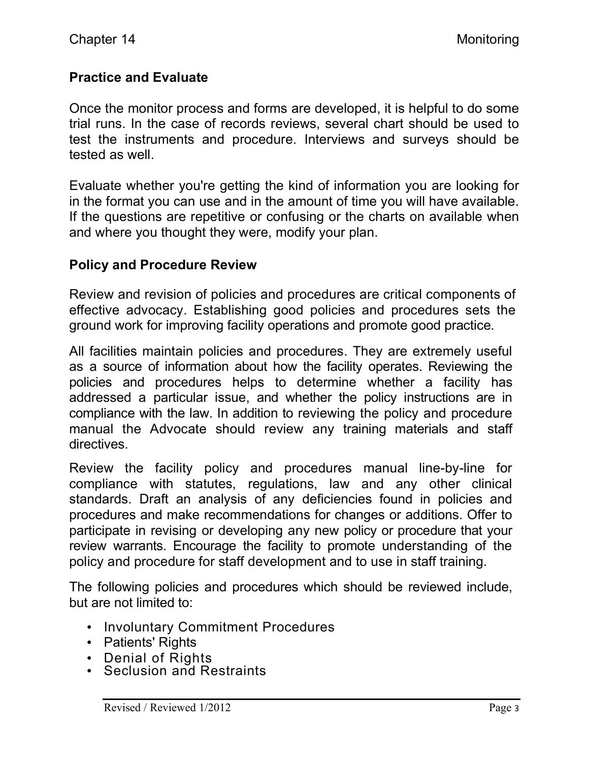## Practice and Evaluate

Once the monitor process and forms are developed, it is helpful to do some trial runs. In the case of records reviews, several chart should be used to test the instruments and procedure. Interviews and surveys should be tested as well.

Evaluate whether you're getting the kind of information you are looking for in the format you can use and in the amount of time you will have available. If the questions are repetitive or confusing or the charts on available when and where you thought they were, modify your plan.

## Policy and Procedure Review

Review and revision of policies and procedures are critical components of effective advocacy. Establishing good policies and procedures sets the ground work for improving facility operations and promote good practice.

All facilities maintain policies and procedures. They are extremely useful as a source of information about how the facility operates. Reviewing the policies and procedures helps to determine whether a facility has addressed a particular issue, and whether the policy instructions are in compliance with the law. In addition to reviewing the policy and procedure manual the Advocate should review any training materials and staff directives.

Review the facility policy and procedures manual line-by-line for compliance with statutes, regulations, law and any other clinical standards. Draft an analysis of any deficiencies found in policies and procedures and make recommendations for changes or additions. Offer to participate in revising or developing any new policy or procedure that your review warrants. Encourage the facility to promote understanding of the policy and procedure for staff development and to use in staff training.

The following policies and procedures which should be reviewed include, but are not limited to:

- Involuntary Commitment Procedures
- Patients' Rights
- Denial of Rights
- Seclusion and Restraints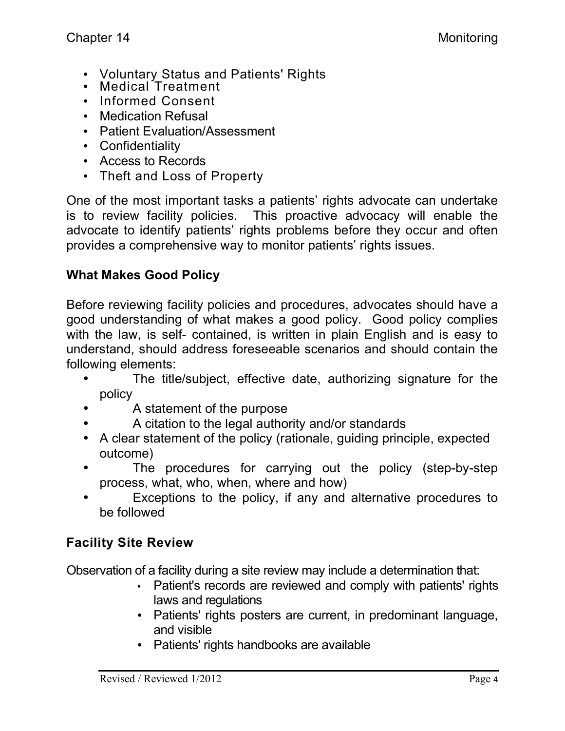- Voluntary Status and Patients' Rights
- Medical Treatment
- Informed Consent
- Medication Refusal
- Patient Evaluation/Assessment
- Confidentiality
- Access to Records
- Theft and Loss of Property

One of the most important tasks a patients' rights advocate can undertake is to review facility policies. This proactive advocacy will enable the advocate to identify patients' rights problems before they occur and often provides a comprehensive way to monitor patients' rights issues.

### What Makes Good Policy

Before reviewing facility policies and procedures, advocates should have a good understanding of what makes a good policy. Good policy complies with the law, is self- contained, is written in plain English and is easy to understand, should address foreseeable scenarios and should contain the following elements:

- The title/subject, effective date, authorizing signature for the policy
- A statement of the purpose
- A citation to the legal authority and/or standards
- A clear statement of the policy (rationale, guiding principle, expected outcome)
- The procedures for carrying out the policy (step-by-step process, what, who, when, where and how)
- Exceptions to the policy, if any and alternative procedures to be followed

### Facility Site Review

Observation of a facility during a site review may include a determination that:

- Patient's records are reviewed and comply with patients' rights laws and regulations
- Patients' rights posters are current, in predominant language, and visible
- Patients' rights handbooks are available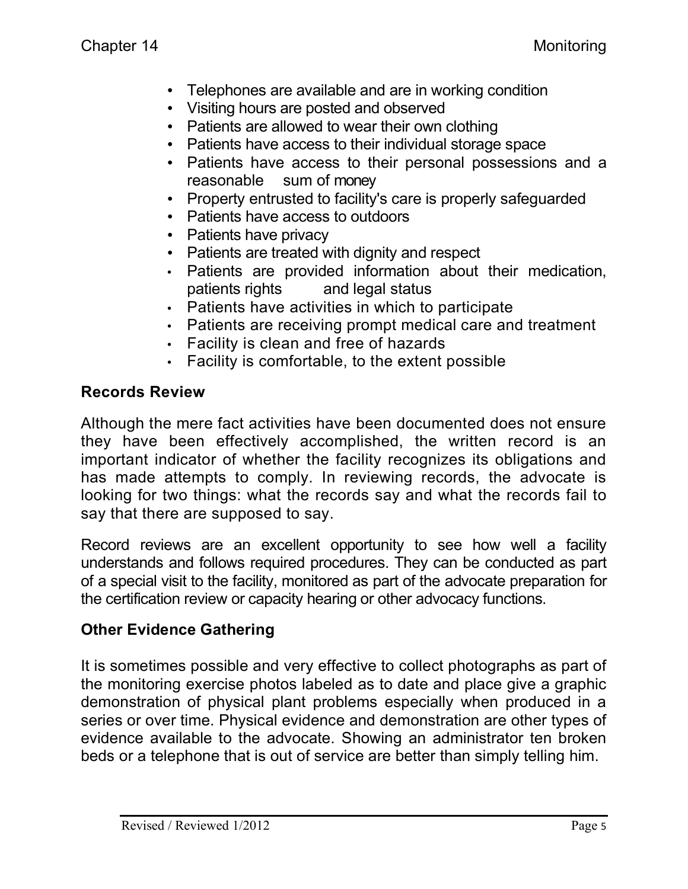- Telephones are available and are in working condition
- Visiting hours are posted and observed
- Patients are allowed to wear their own clothing
- Patients have access to their individual storage space
- Patients have access to their personal possessions and a reasonable sum of money
- Property entrusted to facility's care is properly safeguarded
- Patients have access to outdoors
- Patients have privacy
- Patients are treated with dignity and respect
- Patients are provided information about their medication, patients rights and legal status
- Patients have activities in which to participate
- Patients are receiving prompt medical care and treatment
- Facility is clean and free of hazards
- Facility is comfortable, to the extent possible

### Records Review

Although the mere fact activities have been documented does not ensure they have been effectively accomplished, the written record is an important indicator of whether the facility recognizes its obligations and has made attempts to comply. In reviewing records, the advocate is looking for two things: what the records say and what the records fail to say that there are supposed to say.

Record reviews are an excellent opportunity to see how well a facility understands and follows required procedures. They can be conducted as part of a special visit to the facility, monitored as part of the advocate preparation for the certification review or capacity hearing or other advocacy functions.

### Other Evidence Gathering

It is sometimes possible and very effective to collect photographs as part of the monitoring exercise photos labeled as to date and place give a graphic demonstration of physical plant problems especially when produced in a series or over time. Physical evidence and demonstration are other types of evidence available to the advocate. Showing an administrator ten broken beds or a telephone that is out of service are better than simply telling him.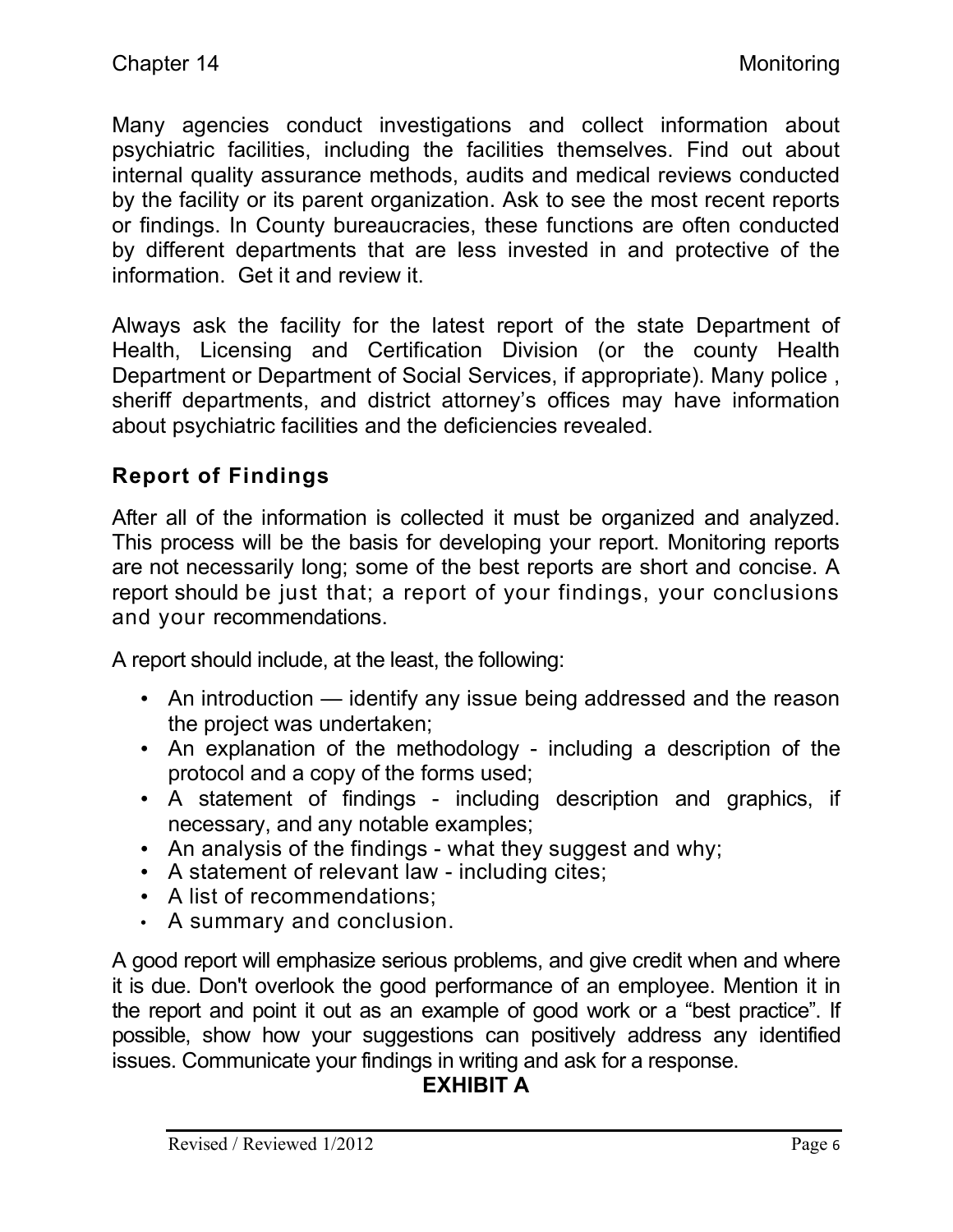Many agencies conduct investigations and collect information about psychiatric facilities, including the facilities themselves. Find out about internal quality assurance methods, audits and medical reviews conducted by the facility or its parent organization. Ask to see the most recent reports or findings. In County bureaucracies, these functions are often conducted by different departments that are less invested in and protective of the information. Get it and review it.

Always ask the facility for the latest report of the state Department of Health, Licensing and Certification Division (or the county Health Department or Department of Social Services, if appropriate). Many police , sheriff departments, and district attorney's offices may have information about psychiatric facilities and the deficiencies revealed.

## Report of Findings

After all of the information is collected it must be organized and analyzed. This process will be the basis for developing your report. Monitoring reports are not necessarily long; some of the best reports are short and concise. A report should be just that; a report of your findings, your conclusions and your recommendations.

A report should include, at the least, the following:

- An introduction — identify any issue being addressed and the reason the project was undertaken;
- An explanation of the methodology - including a description of the protocol and a copy of the forms used;
- A statement of findings - including description and graphics, if necessary, and any notable examples;
- An analysis of the findings - what they suggest and why;
- A statement of relevant law - including cites;
- A list of recommendations;
- A summary and conclusion.

A good report will emphasize serious problems, and give credit when and where it is due. Don't overlook the good performance of an employee. Mention it in the report and point it out as an example of good work or a "best practice". If possible, show how your suggestions can positively address any identified issues. Communicate your findings in writing and ask for a response.

**EXHIBIT A**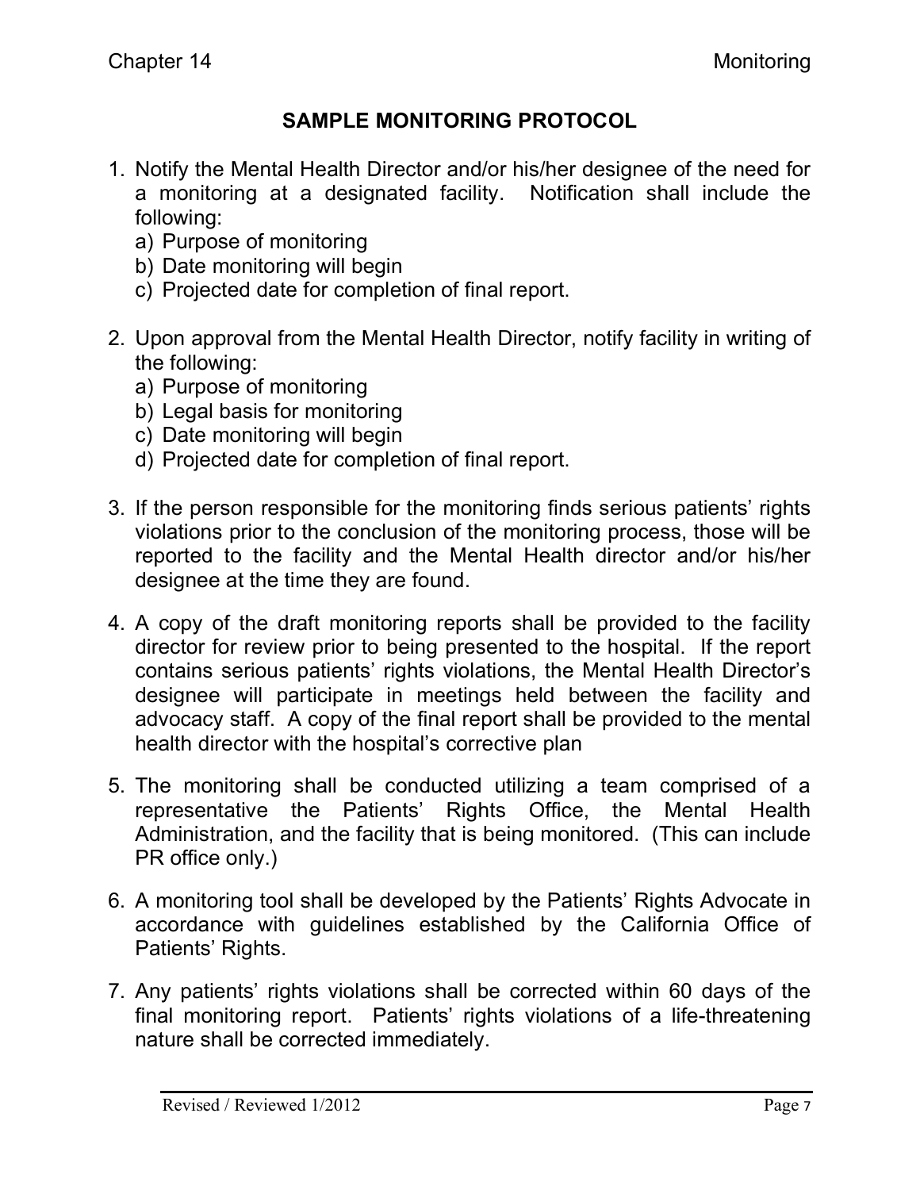# SAMPLE MONITORING PROTOCOL

1. Notify the Mental Health Director and/or his/her designee of the need for a monitoring at a designated facility. Notification shall include the following:
   a) Purpose of monitoring
   b) Date monitoring will begin
   c) Projected date for completion of final report.

2. Upon approval from the Mental Health Director, notify facility in writing of the following:
   a) Purpose of monitoring
   b) Legal basis for monitoring
   c) Date monitoring will begin
   d) Projected date for completion of final report.

3. If the person responsible for the monitoring finds serious patients' rights violations prior to the conclusion of the monitoring process, those will be reported to the facility and the Mental Health director and/or his/her designee at the time they are found.

4. A copy of the draft monitoring reports shall be provided to the facility director for review prior to being presented to the hospital. If the report contains serious patients' rights violations, the Mental Health Director's designee will participate in meetings held between the facility and advocacy staff. A copy of the final report shall be provided to the mental health director with the hospital's corrective plan

5. The monitoring shall be conducted utilizing a team comprised of a representative the Patients' Rights Office, the Mental Health Administration, and the facility that is being monitored. (This can include PR office only.)

6. A monitoring tool shall be developed by the Patients' Rights Advocate in accordance with guidelines established by the California Office of Patients' Rights.

7. Any patients' rights violations shall be corrected within 60 days of the final monitoring report. Patients' rights violations of a life-threatening nature shall be corrected immediately.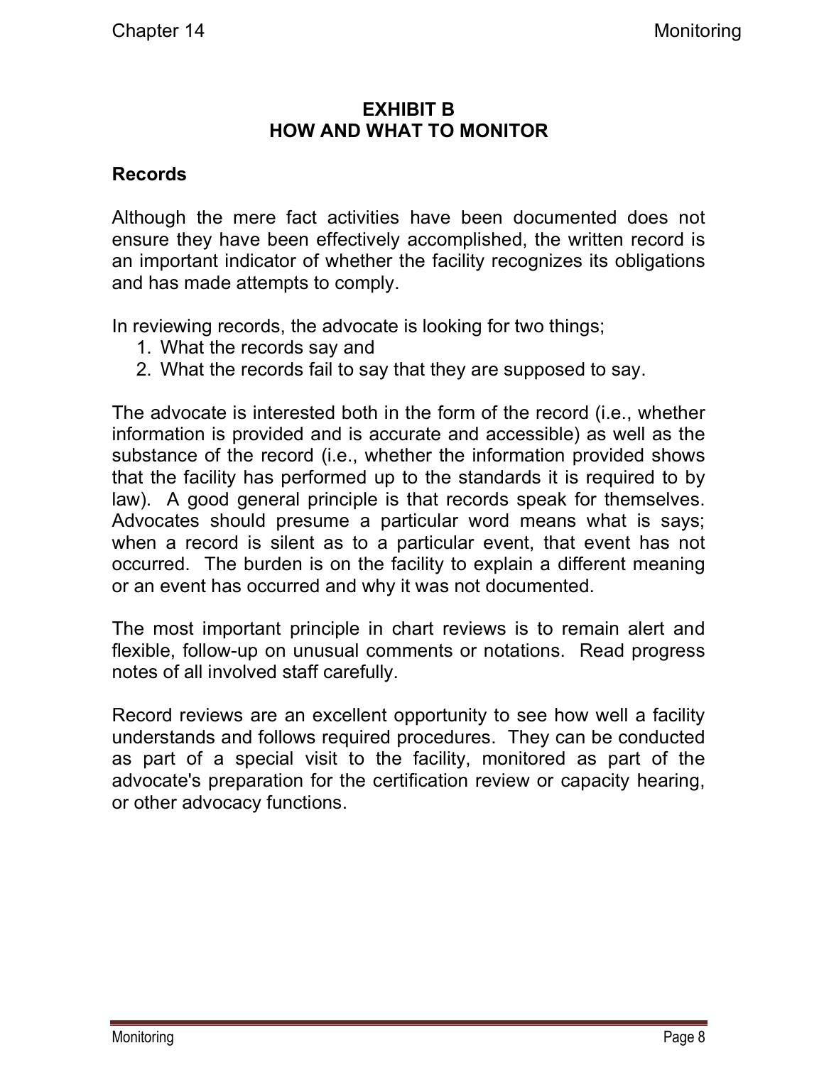## EXHIBIT B
## HOW AND WHAT TO MONITOR

### Records

Although the mere fact activities have been documented does not ensure they have been effectively accomplished, the written record is an important indicator of whether the facility recognizes its obligations and has made attempts to comply.

In reviewing records, the advocate is looking for two things;

1. What the records say and
2. What the records fail to say that they are supposed to say.

The advocate is interested both in the form of the record (i.e., whether information is provided and is accurate and accessible) as well as the substance of the record (i.e., whether the information provided shows that the facility has performed up to the standards it is required to by law). A good general principle is that records speak for themselves. Advocates should presume a particular word means what is says; when a record is silent as to a particular event, that event has not occurred. The burden is on the facility to explain a different meaning or an event has occurred and why it was not documented.

The most important principle in chart reviews is to remain alert and flexible, follow-up on unusual comments or notations. Read progress notes of all involved staff carefully.

Record reviews are an excellent opportunity to see how well a facility understands and follows required procedures. They can be conducted as part of a special visit to the facility, monitored as part of the advocate's preparation for the certification review or capacity hearing, or other advocacy functions.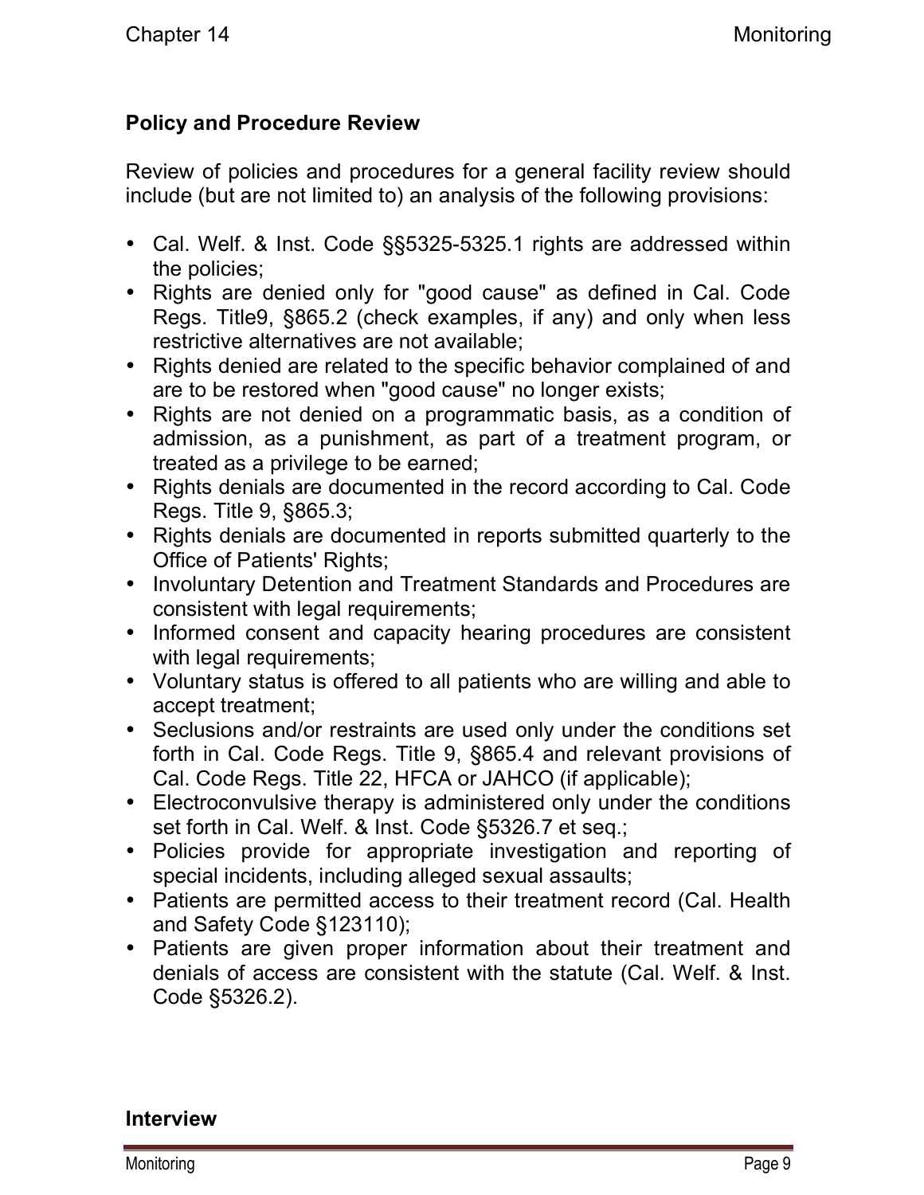## Policy and Procedure Review

Review of policies and procedures for a general facility review should include (but are not limited to) an analysis of the following provisions:

- Cal. Welf. & Inst. Code §§5325-5325.1 rights are addressed within the policies;
- Rights are denied only for "good cause" as defined in Cal. Code Regs. Title9, §865.2 (check examples, if any) and only when less restrictive alternatives are not available;
- Rights denied are related to the specific behavior complained of and are to be restored when "good cause" no longer exists;
- Rights are not denied on a programmatic basis, as a condition of admission, as a punishment, as part of a treatment program, or treated as a privilege to be earned;
- Rights denials are documented in the record according to Cal. Code Regs. Title 9, §865.3;
- Rights denials are documented in reports submitted quarterly to the Office of Patients' Rights;
- Involuntary Detention and Treatment Standards and Procedures are consistent with legal requirements;
- Informed consent and capacity hearing procedures are consistent with legal requirements;
- Voluntary status is offered to all patients who are willing and able to accept treatment;
- Seclusions and/or restraints are used only under the conditions set forth in Cal. Code Regs. Title 9, §865.4 and relevant provisions of Cal. Code Regs. Title 22, HFCA or JAHCO (if applicable);
- Electroconvulsive therapy is administered only under the conditions set forth in Cal. Welf. & Inst. Code §5326.7 et seq.;
- Policies provide for appropriate investigation and reporting of special incidents, including alleged sexual assaults;
- Patients are permitted access to their treatment record (Cal. Health and Safety Code §123110);
- Patients are given proper information about their treatment and denials of access are consistent with the statute (Cal. Welf. & Inst. Code §5326.2).

## Interview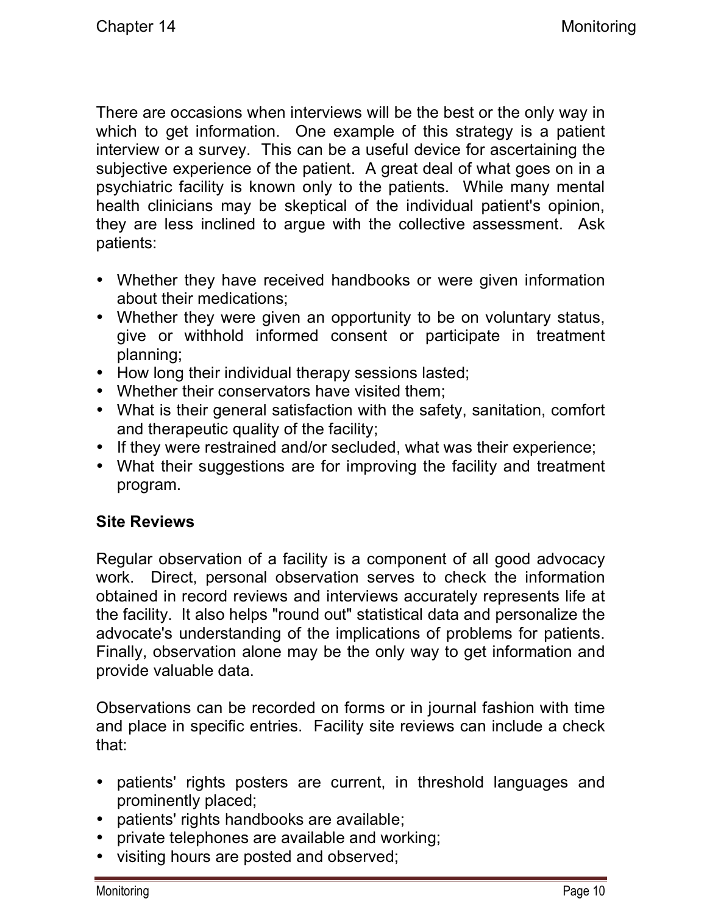There are occasions when interviews will be the best or the only way in which to get information. One example of this strategy is a patient interview or a survey. This can be a useful device for ascertaining the subjective experience of the patient. A great deal of what goes on in a psychiatric facility is known only to the patients. While many mental health clinicians may be skeptical of the individual patient's opinion, they are less inclined to argue with the collective assessment. Ask patients:

- Whether they have received handbooks or were given information about their medications;
- Whether they were given an opportunity to be on voluntary status, give or withhold informed consent or participate in treatment planning;
- How long their individual therapy sessions lasted;
- Whether their conservators have visited them;
- What is their general satisfaction with the safety, sanitation, comfort and therapeutic quality of the facility;
- If they were restrained and/or secluded, what was their experience;
- What their suggestions are for improving the facility and treatment program.

## Site Reviews

Regular observation of a facility is a component of all good advocacy work. Direct, personal observation serves to check the information obtained in record reviews and interviews accurately represents life at the facility. It also helps "round out" statistical data and personalize the advocate's understanding of the implications of problems for patients. Finally, observation alone may be the only way to get information and provide valuable data.

Observations can be recorded on forms or in journal fashion with time and place in specific entries. Facility site reviews can include a check that:

- patients' rights posters are current, in threshold languages and prominently placed;
- patients' rights handbooks are available;
- private telephones are available and working;
- visiting hours are posted and observed;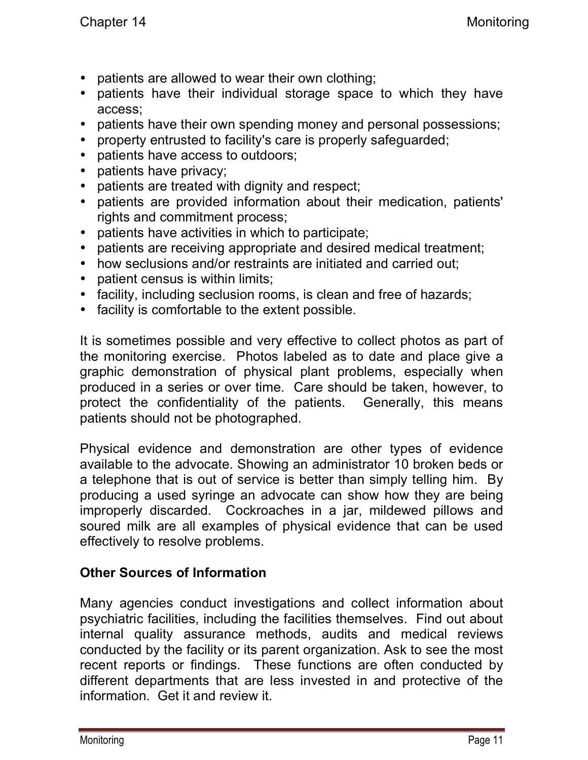- patients are allowed to wear their own clothing;
- patients have their individual storage space to which they have access;
- patients have their own spending money and personal possessions;
- property entrusted to facility's care is properly safeguarded;
- patients have access to outdoors;
- patients have privacy;
- patients are treated with dignity and respect;
- patients are provided information about their medication, patients' rights and commitment process;
- patients have activities in which to participate;
- patients are receiving appropriate and desired medical treatment;
- how seclusions and/or restraints are initiated and carried out;
- patient census is within limits;
- facility, including seclusion rooms, is clean and free of hazards;
- facility is comfortable to the extent possible.

It is sometimes possible and very effective to collect photos as part of the monitoring exercise. Photos labeled as to date and place give a graphic demonstration of physical plant problems, especially when produced in a series or over time. Care should be taken, however, to protect the confidentiality of the patients. Generally, this means patients should not be photographed.

Physical evidence and demonstration are other types of evidence available to the advocate. Showing an administrator 10 broken beds or a telephone that is out of service is better than simply telling him. By producing a used syringe an advocate can show how they are being improperly discarded. Cockroaches in a jar, mildewed pillows and soured milk are all examples of physical evidence that can be used effectively to resolve problems.

### Other Sources of Information

Many agencies conduct investigations and collect information about psychiatric facilities, including the facilities themselves. Find out about internal quality assurance methods, audits and medical reviews conducted by the facility or its parent organization. Ask to see the most recent reports or findings. These functions are often conducted by different departments that are less invested in and protective of the information. Get it and review it.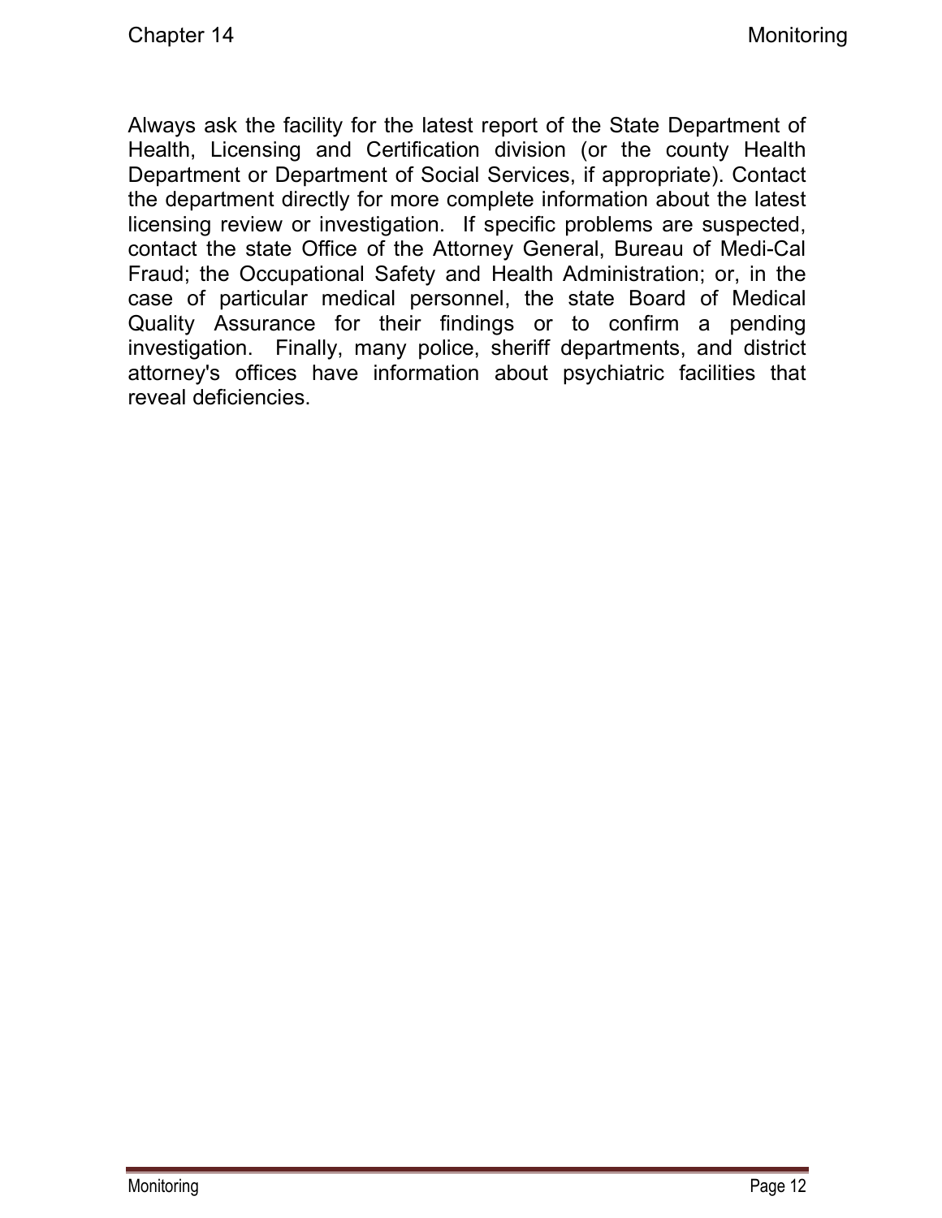Always ask the facility for the latest report of the State Department of Health, Licensing and Certification division (or the county Health Department or Department of Social Services, if appropriate). Contact the department directly for more complete information about the latest licensing review or investigation. If specific problems are suspected, contact the state Office of the Attorney General, Bureau of Medi-Cal Fraud; the Occupational Safety and Health Administration; or, in the case of particular medical personnel, the state Board of Medical Quality Assurance for their findings or to confirm a pending investigation. Finally, many police, sheriff departments, and district attorney's offices have information about psychiatric facilities that reveal deficiencies.